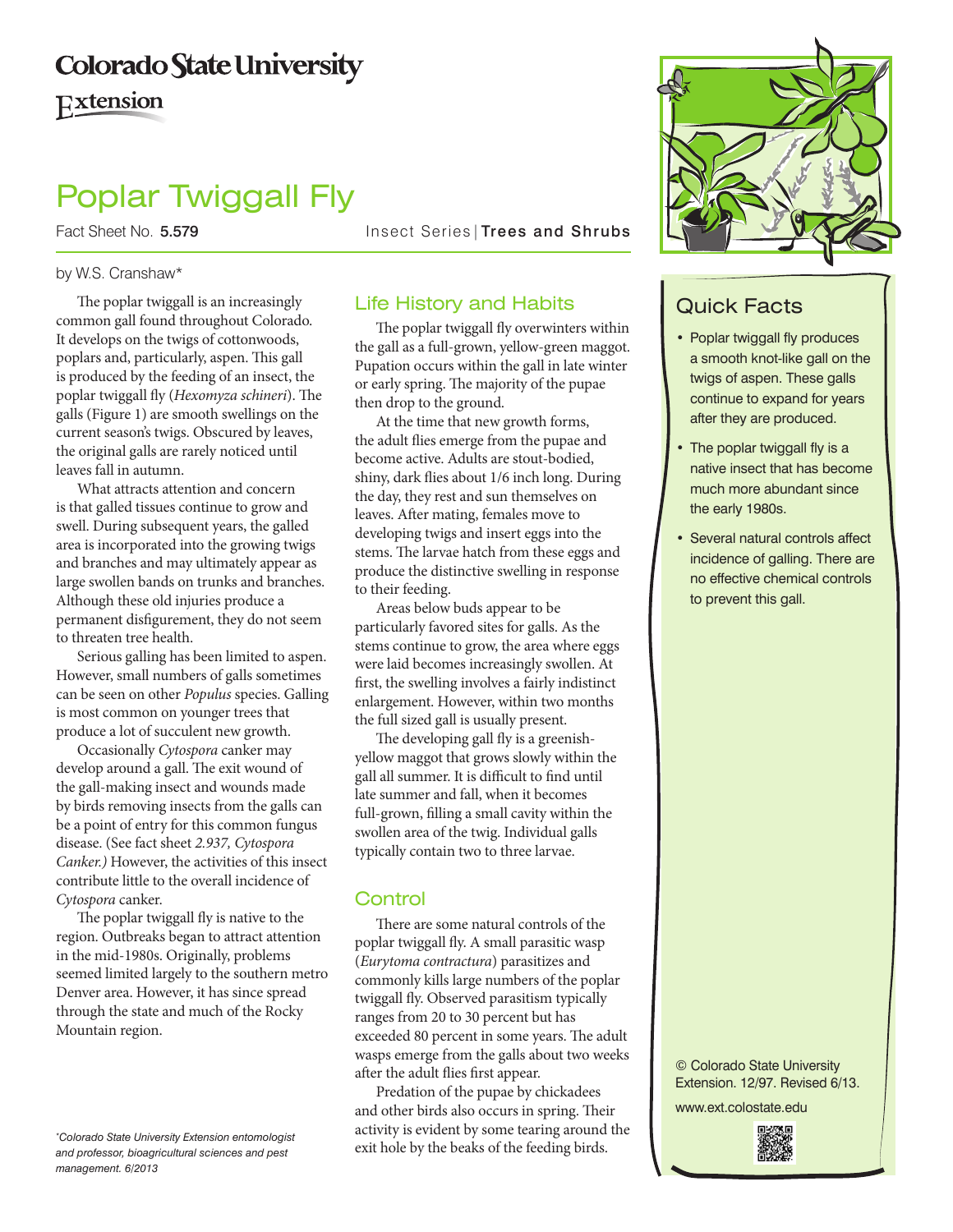Colorado State University
Extension

# Poplar Twiggall Fly

Fact Sheet No. 5.579 Insect Series | **Trees and Shrubs**

by W.S. Cranshaw*

The poplar twiggall is an increasingly common gall found throughout Colorado. It develops on the twigs of cottonwoods, poplars and, particularly, aspen. This gall is produced by the feeding of an insect, the poplar twiggall fly (*Hexomyza schineri*). The galls (Figure 1) are smooth swellings on the current season's twigs. Obscured by leaves, the original galls are rarely noticed until leaves fall in autumn.

What attracts attention and concern is that galled tissues continue to grow and swell. During subsequent years, the galled area is incorporated into the growing twigs and branches and may ultimately appear as large swollen bands on trunks and branches. Although these old injuries produce a permanent disfigurement, they do not seem to threaten tree health.

Serious galling has been limited to aspen. However, small numbers of galls sometimes can be seen on other *Populus* species. Galling is most common on younger trees that produce a lot of succulent new growth.

Occasionally *Cytospora* canker may develop around a gall. The exit wound of the gall-making insect and wounds made by birds removing insects from the galls can be a point of entry for this common fungus disease. (See fact sheet *2.937, Cytospora Canker.)* However, the activities of this insect contribute little to the overall incidence of *Cytospora* canker.

The poplar twiggall fly is native to the region. Outbreaks began to attract attention in the mid-1980s. Originally, problems seemed limited largely to the southern metro Denver area. However, it has since spread through the state and much of the Rocky Mountain region.

## Life History and Habits

The poplar twiggall fly overwinters within the gall as a full-grown, yellow-green maggot. Pupation occurs within the gall in late winter or early spring. The majority of the pupae then drop to the ground.

At the time that new growth forms, the adult flies emerge from the pupae and become active. Adults are stout-bodied, shiny, dark flies about 1/6 inch long. During the day, they rest and sun themselves on leaves. After mating, females move to developing twigs and insert eggs into the stems. The larvae hatch from these eggs and produce the distinctive swelling in response to their feeding.

Areas below buds appear to be particularly favored sites for galls. As the stems continue to grow, the area where eggs were laid becomes increasingly swollen. At first, the swelling involves a fairly indistinct enlargement. However, within two months the full sized gall is usually present.

The developing gall fly is a greenish-yellow maggot that grows slowly within the gall all summer. It is difficult to find until late summer and fall, when it becomes full-grown, filling a small cavity within the swollen area of the twig. Individual galls typically contain two to three larvae.

## Control

There are some natural controls of the poplar twiggall fly. A small parasitic wasp (*Eurytoma contractura*) parasitizes and commonly kills large numbers of the poplar twiggall fly. Observed parasitism typically ranges from 20 to 30 percent but has exceeded 80 percent in some years. The adult wasps emerge from the galls about two weeks after the adult flies first appear.

Predation of the pupae by chickadees and other birds also occurs in spring. Their activity is evident by some tearing around the exit hole by the beaks of the feeding birds.

## Quick Facts

- Poplar twiggall fly produces a smooth knot-like gall on the twigs of aspen. These galls continue to expand for years after they are produced.
- The poplar twiggall fly is a native insect that has become much more abundant since the early 1980s.
- Several natural controls affect incidence of galling. There are no effective chemical controls to prevent this gall.

© Colorado State University Extension. 12/97. Revised 6/13.

www.ext.colostate.edu

*\*Colorado State University Extension entomologist and professor, bioagricultural sciences and pest management. 6/2013*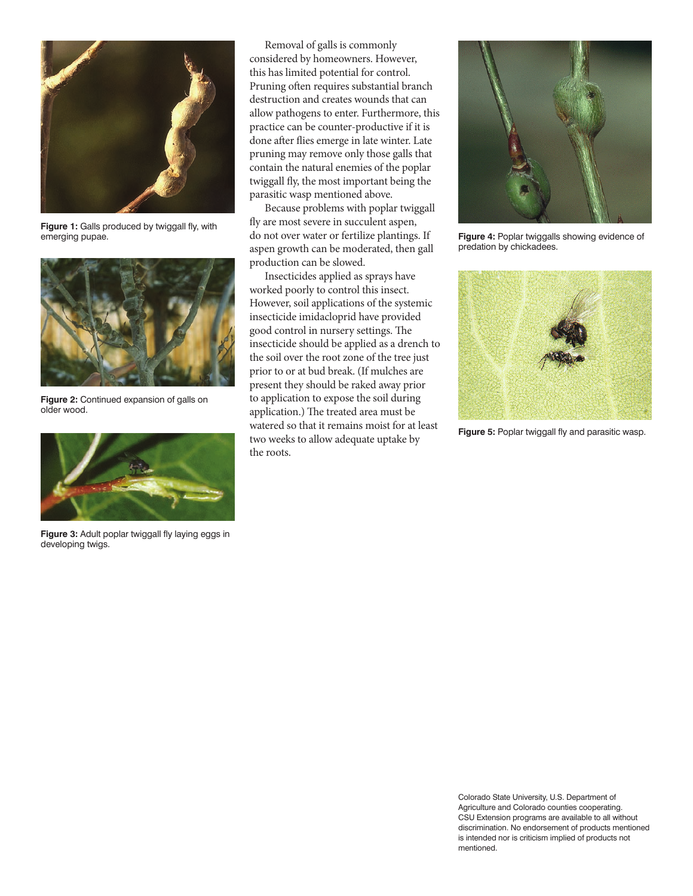Figure 1: Galls produced by twiggall fly, with emerging pupae.

Figure 2: Continued expansion of galls on older wood.

Figure 3: Adult poplar twiggall fly laying eggs in developing twigs.

Removal of galls is commonly considered by homeowners. However, this has limited potential for control. Pruning often requires substantial branch destruction and creates wounds that can allow pathogens to enter. Furthermore, this practice can be counter-productive if it is done after flies emerge in late winter. Late pruning may remove only those galls that contain the natural enemies of the poplar twiggall fly, the most important being the parasitic wasp mentioned above.

Because problems with poplar twiggall fly are most severe in succulent aspen, do not over water or fertilize plantings. If aspen growth can be moderated, then gall production can be slowed.

Insecticides applied as sprays have worked poorly to control this insect. However, soil applications of the systemic insecticide imidacloprid have provided good control in nursery settings. The insecticide should be applied as a drench to the soil over the root zone of the tree just prior to or at bud break. (If mulches are present they should be raked away prior to application to expose the soil during application.) The treated area must be watered so that it remains moist for at least two weeks to allow adequate uptake by the roots.

Figure 4: Poplar twiggalls showing evidence of predation by chickadees.

Figure 5: Poplar twiggall fly and parasitic wasp.

Colorado State University, U.S. Department of Agriculture and Colorado counties cooperating. CSU Extension programs are available to all without discrimination. No endorsement of products mentioned is intended nor is criticism implied of products not mentioned.